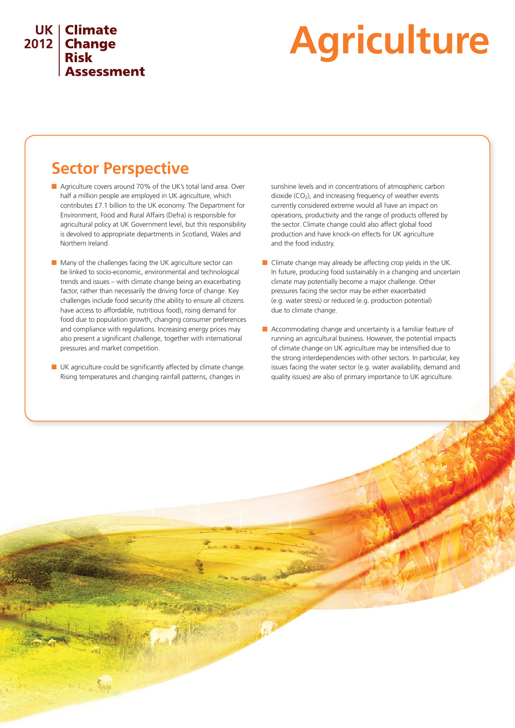UK 2012 Climate Change Risk Assessment

# Agriculture

## Sector Perspective

- Agriculture covers around 70% of the UK's total land area. Over half a million people are employed in UK agriculture, which contributes £7.1 billion to the UK economy. The Department for Environment, Food and Rural Affairs (Defra) is responsible for agricultural policy at UK Government level, but this responsibility is devolved to appropriate departments in Scotland, Wales and Northern Ireland.
- Many of the challenges facing the UK agriculture sector can be linked to socio-economic, environmental and technological trends and issues – with climate change being an exacerbating factor, rather than necessarily the driving force of change. Key challenges include food security (the ability to ensure all citizens have access to affordable, nutritious food), rising demand for food due to population growth, changing consumer preferences and compliance with regulations. Increasing energy prices may also present a significant challenge, together with international pressures and market competition.
- UK agriculture could be significantly affected by climate change. Rising temperatures and changing rainfall patterns, changes in sunshine levels and in concentrations of atmospheric carbon dioxide ($CO_2$), and increasing frequency of weather events currently considered extreme would all have an impact on operations, productivity and the range of products offered by the sector. Climate change could also affect global food production and have knock-on effects for UK agriculture and the food industry.
- Climate change may already be affecting crop yields in the UK. In future, producing food sustainably in a changing and uncertain climate may potentially become a major challenge. Other pressures facing the sector may be either exacerbated (e.g. water stress) or reduced (e.g. production potential) due to climate change.
- Accommodating change and uncertainty is a familiar feature of running an agricultural business. However, the potential impacts of climate change on UK agriculture may be intensified due to the strong interdependencies with other sectors. In particular, key issues facing the water sector (e.g. water availability, demand and quality issues) are also of primary importance to UK agriculture.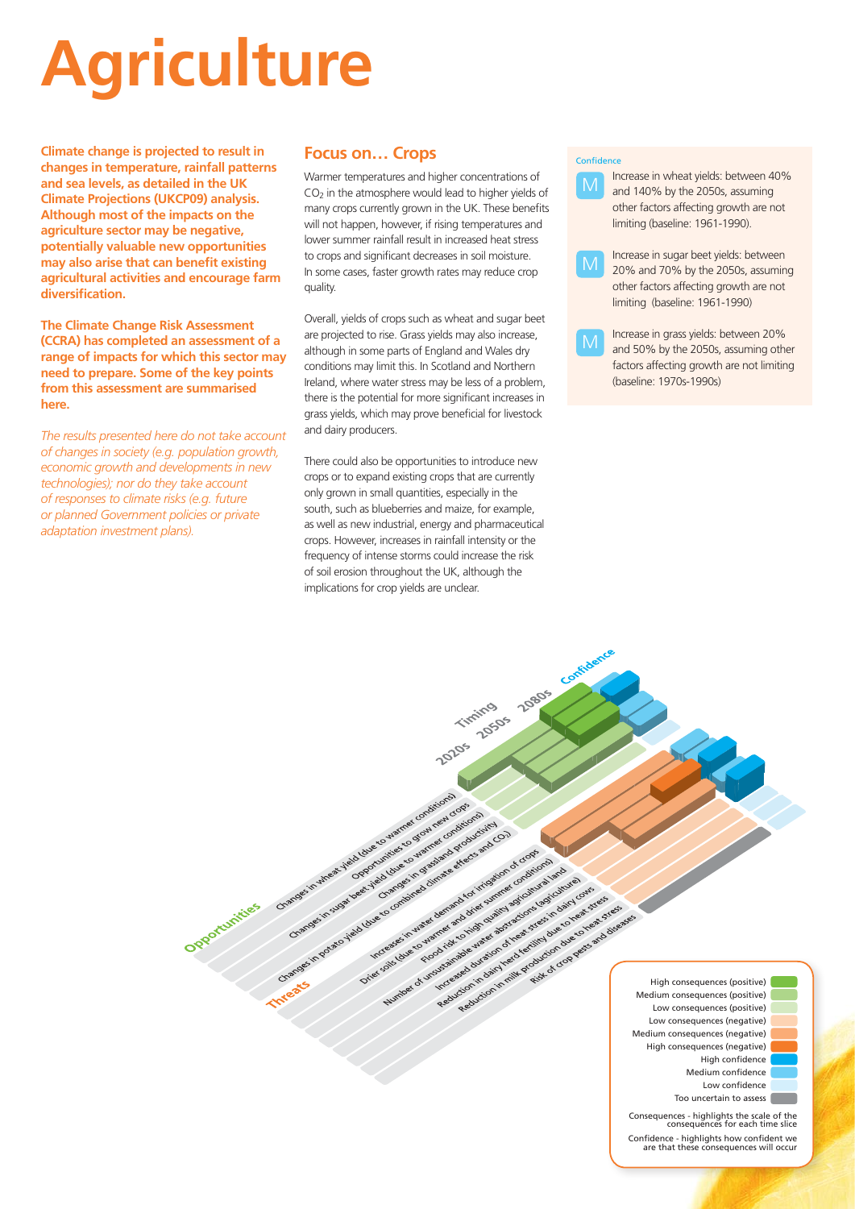# Agriculture

**Climate change is projected to result in changes in temperature, rainfall patterns and sea levels, as detailed in the UK Climate Projections (UKCP09) analysis. Although most of the impacts on the agriculture sector may be negative, potentially valuable new opportunities may also arise that can benefit existing agricultural activities and encourage farm diversification.**

**The Climate Change Risk Assessment (CCRA) has completed an assessment of a range of impacts for which this sector may need to prepare. Some of the key points from this assessment are summarised here.**

*The results presented here do not take account of changes in society (e.g. population growth, economic growth and developments in new technologies); nor do they take account of responses to climate risks (e.g. future or planned Government policies or private adaptation investment plans).*

## Focus on… Crops

Warmer temperatures and higher concentrations of $CO_2$ in the atmosphere would lead to higher yields of many crops currently grown in the UK. These benefits will not happen, however, if rising temperatures and lower summer rainfall result in increased heat stress to crops and significant decreases in soil moisture. In some cases, faster growth rates may reduce crop quality.

Overall, yields of crops such as wheat and sugar beet are projected to rise. Grass yields may also increase, although in some parts of England and Wales dry conditions may limit this. In Scotland and Northern Ireland, where water stress may be less of a problem, there is the potential for more significant increases in grass yields, which may prove beneficial for livestock and dairy producers.

There could also be opportunities to introduce new crops or to expand existing crops that are currently only grown in small quantities, especially in the south, such as blueberries and maize, for example, as well as new industrial, energy and pharmaceutical crops. However, increases in rainfall intensity or the frequency of intense storms could increase the risk of soil erosion throughout the UK, although the implications for crop yields are unclear.

Confidence

M — Increase in wheat yields: between 40% and 140% by the 2050s, assuming other factors affecting growth are not limiting (baseline: 1961-1990).

M — Increase in sugar beet yields: between 20% and 70% by the 2050s, assuming other factors affecting growth are not limiting (baseline: 1961-1990)

M — Increase in grass yields: between 20% and 50% by the 2050s, assuming other factors affecting growth are not limiting (baseline: 1970s-1990s)

Timing
2020s
2050s
2080s
Confidence

Opportunities
Changes in wheat yield (due to warmer conditions)
Opportunities to grow new crops
Changes in sugar beet yield (due to warmer conditions)
Changes in grassland productivity
Changes in potato yield (due to combined climate effects and $CO_2$)

Threats
Increases in water demand for irrigation of crops
Drier soils (due to warmer and drier summer conditions)
Flood risk to high quality agricultural land
Number of unsustainable water abstractions (agriculture)
Increased duration of heat stress in dairy cows
Reduction in dairy herd fertility due to heat stress
Reduction in milk production due to heat stress
Risk of crop pests and diseases

High consequences (positive)
Medium consequences (positive)
Low consequences (positive)
Low consequences (negative)
Medium consequences (negative)
High consequences (negative)
High confidence
Medium confidence
Low confidence
Too uncertain to assess

Consequences - highlights the scale of the consequences for each time slice

Confidence - highlights how confident we are that these consequences will occur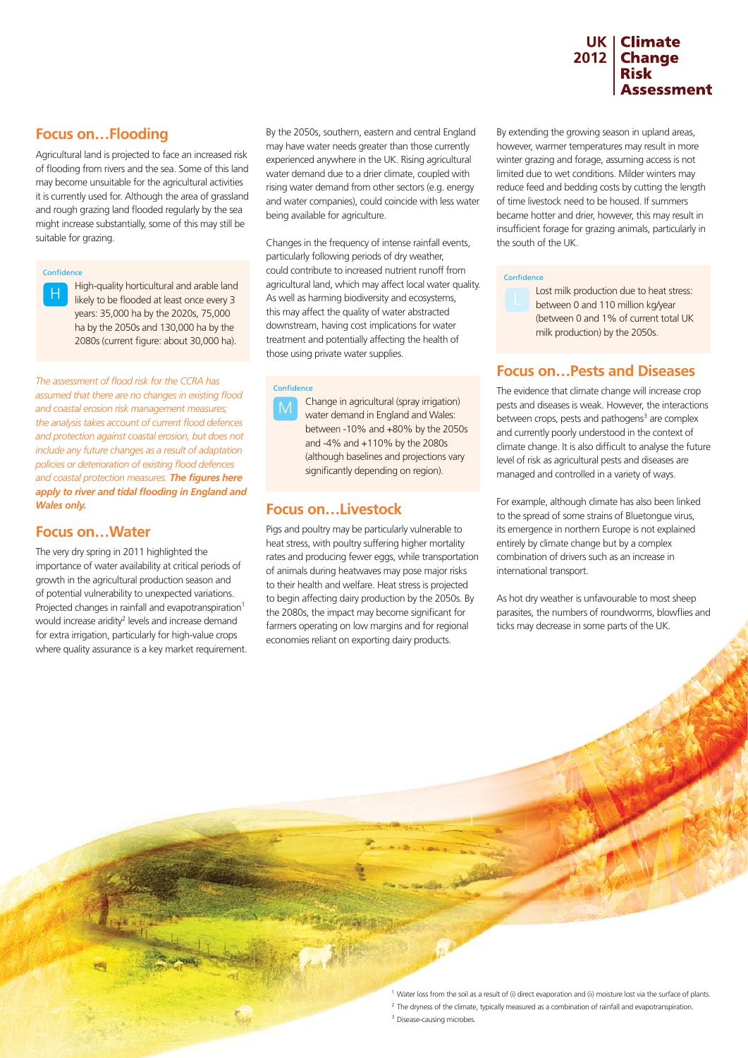## Focus on…Flooding

Agricultural land is projected to face an increased risk of flooding from rivers and the sea. Some of this land may become unsuitable for the agricultural activities it is currently used for. Although the area of grassland and rough grazing land flooded regularly by the sea might increase substantially, some of this may still be suitable for grazing.

Confidence

H

High-quality horticultural and arable land likely to be flooded at least once every 3 years: 35,000 ha by the 2020s, 75,000 ha by the 2050s and 130,000 ha by the 2080s (current figure: about 30,000 ha).

*The assessment of flood risk for the CCRA has assumed that there are no changes in existing flood and coastal erosion risk management measures; the analysis takes account of current flood defences and protection against coastal erosion, but does not include any future changes as a result of adaptation policies or deterioration of existing flood defences and coastal protection measures.* ***The figures here apply to river and tidal flooding in England and Wales only.***

## Focus on…Water

The very dry spring in 2011 highlighted the importance of water availability at critical periods of growth in the agricultural production season and of potential vulnerability to unexpected variations. Projected changes in rainfall and evapotranspiration[1] would increase aridity[2] levels and increase demand for extra irrigation, particularly for high-value crops where quality assurance is a key market requirement.

By the 2050s, southern, eastern and central England may have water needs greater than those currently experienced anywhere in the UK. Rising agricultural water demand due to a drier climate, coupled with rising water demand from other sectors (e.g. energy and water companies), could coincide with less water being available for agriculture.

Changes in the frequency of intense rainfall events, particularly following periods of dry weather, could contribute to increased nutrient runoff from agricultural land, which may affect local water quality. As well as harming biodiversity and ecosystems, this may affect the quality of water abstracted downstream, having cost implications for water treatment and potentially affecting the health of those using private water supplies.

Confidence

M

Change in agricultural (spray irrigation) water demand in England and Wales: between -10% and +80% by the 2050s and -4% and +110% by the 2080s (although baselines and projections vary significantly depending on region).

## Focus on…Livestock

Pigs and poultry may be particularly vulnerable to heat stress, with poultry suffering higher mortality rates and producing fewer eggs, while transportation of animals during heatwaves may pose major risks to their health and welfare. Heat stress is projected to begin affecting dairy production by the 2050s. By the 2080s, the impact may become significant for farmers operating on low margins and for regional economies reliant on exporting dairy products.

By extending the growing season in upland areas, however, warmer temperatures may result in more winter grazing and forage, assuming access is not limited due to wet conditions. Milder winters may reduce feed and bedding costs by cutting the length of time livestock need to be housed. If summers became hotter and drier, however, this may result in insufficient forage for grazing animals, particularly in the south of the UK.

Confidence

L

Lost milk production due to heat stress: between 0 and 110 million kg/year (between 0 and 1% of current total UK milk production) by the 2050s.

## Focus on…Pests and Diseases

The evidence that climate change will increase crop pests and diseases is weak. However, the interactions between crops, pests and pathogens[3] are complex and currently poorly understood in the context of climate change. It is also difficult to analyse the future level of risk as agricultural pests and diseases are managed and controlled in a variety of ways.

For example, although climate has also been linked to the spread of some strains of Bluetongue virus, its emergence in northern Europe is not explained entirely by climate change but by a complex combination of drivers such as an increase in international transport.

As hot dry weather is unfavourable to most sheep parasites, the numbers of roundworms, blowflies and ticks may decrease in some parts of the UK.

[1] Water loss from the soil as a result of (i) direct evaporation and (ii) moisture lost via the surface of plants.

[2] The dryness of the climate, typically measured as a combination of rainfall and evapotranspiration.

[3] Disease-causing microbes.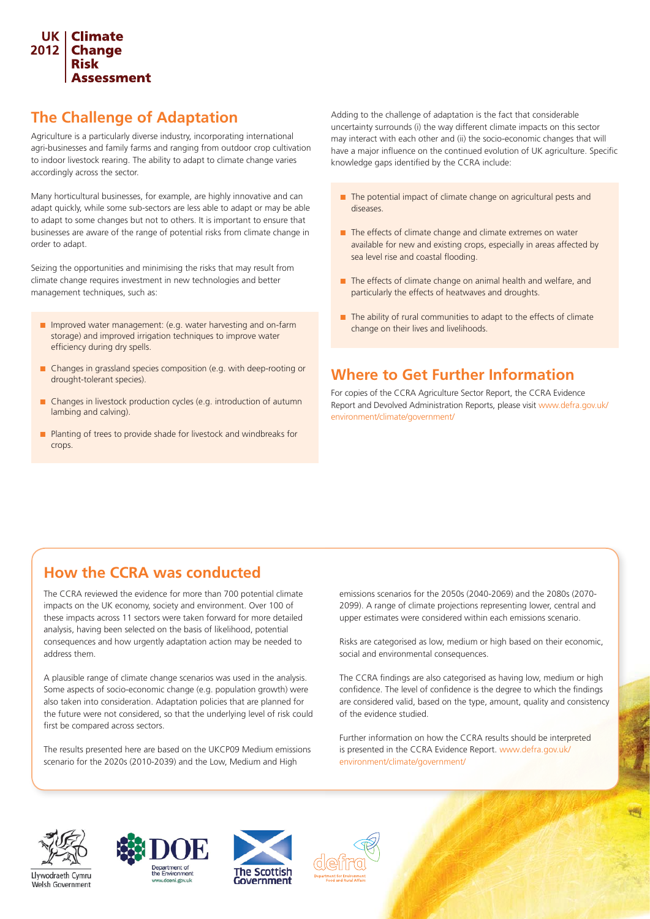## The Challenge of Adaptation

Agriculture is a particularly diverse industry, incorporating international agri-businesses and family farms and ranging from outdoor crop cultivation to indoor livestock rearing. The ability to adapt to climate change varies accordingly across the sector.

Many horticultural businesses, for example, are highly innovative and can adapt quickly, while some sub-sectors are less able to adapt or may be able to adapt to some changes but not to others. It is important to ensure that businesses are aware of the range of potential risks from climate change in order to adapt.

Seizing the opportunities and minimising the risks that may result from climate change requires investment in new technologies and better management techniques, such as:

- Improved water management: (e.g. water harvesting and on-farm storage) and improved irrigation techniques to improve water efficiency during dry spells.
- Changes in grassland species composition (e.g. with deep-rooting or drought-tolerant species).
- Changes in livestock production cycles (e.g. introduction of autumn lambing and calving).
- Planting of trees to provide shade for livestock and windbreaks for crops.

Adding to the challenge of adaptation is the fact that considerable uncertainty surrounds (i) the way different climate impacts on this sector may interact with each other and (ii) the socio-economic changes that will have a major influence on the continued evolution of UK agriculture. Specific knowledge gaps identified by the CCRA include:

- The potential impact of climate change on agricultural pests and diseases.
- The effects of climate change and climate extremes on water available for new and existing crops, especially in areas affected by sea level rise and coastal flooding.
- The effects of climate change on animal health and welfare, and particularly the effects of heatwaves and droughts.
- The ability of rural communities to adapt to the effects of climate change on their lives and livelihoods.

## Where to Get Further Information

For copies of the CCRA Agriculture Sector Report, the CCRA Evidence Report and Devolved Administration Reports, please visit www.defra.gov.uk/environment/climate/government/

## How the CCRA was conducted

The CCRA reviewed the evidence for more than 700 potential climate impacts on the UK economy, society and environment. Over 100 of these impacts across 11 sectors were taken forward for more detailed analysis, having been selected on the basis of likelihood, potential consequences and how urgently adaptation action may be needed to address them.

A plausible range of climate change scenarios was used in the analysis. Some aspects of socio-economic change (e.g. population growth) were also taken into consideration. Adaptation policies that are planned for the future were not considered, so that the underlying level of risk could first be compared across sectors.

The results presented here are based on the UKCP09 Medium emissions scenario for the 2020s (2010-2039) and the Low, Medium and High emissions scenarios for the 2050s (2040-2069) and the 2080s (2070-2099). A range of climate projections representing lower, central and upper estimates were considered within each emissions scenario.

Risks are categorised as low, medium or high based on their economic, social and environmental consequences.

The CCRA findings are also categorised as having low, medium or high confidence. The level of confidence is the degree to which the findings are considered valid, based on the type, amount, quality and consistency of the evidence studied.

Further information on how the CCRA results should be interpreted is presented in the CCRA Evidence Report. www.defra.gov.uk/environment/climate/government/

Llywodraeth Cymru
Welsh Government

DOE
Department of the Environment
www.doeni.gov.uk

The Scottish Government

defra
Department for Environment Food and Rural Affairs